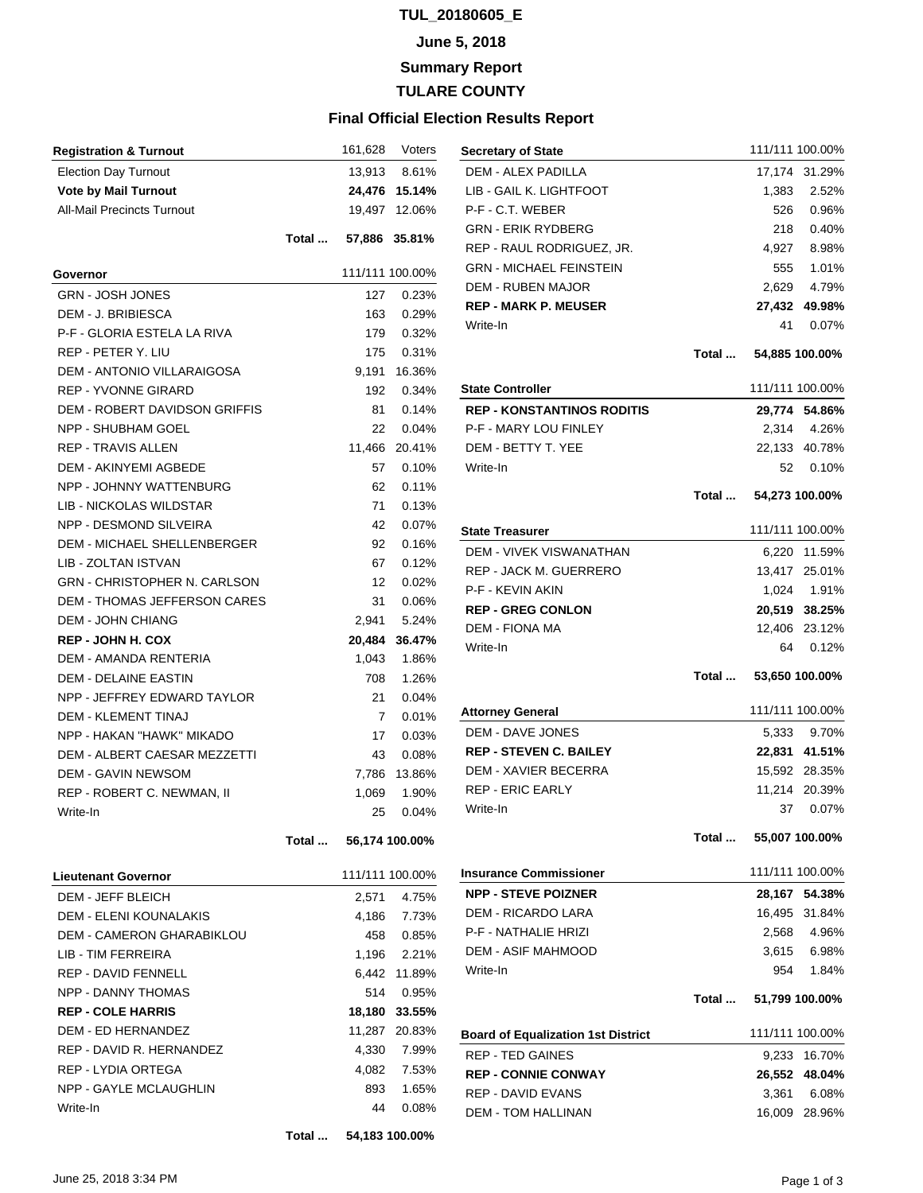# TUL_20180605_E

## June 5, 2018

## Summary Report

## TULARE COUNTY

## Final Official Election Results Report

| Registration & Turnout | 161,628 | Voters |
|---|---|---|
| Election Day Turnout | 13,913 | 8.61% |
| **Vote by Mail Turnout** | **24,476** | **15.14%** |
| All-Mail Precincts Turnout | 19,497 | 12.06% |
| **Total ...** | **57,886** | **35.81%** |

| Governor | 111/111 | 100.00% |
|---|---|---|
| GRN - JOSH JONES | 127 | 0.23% |
| DEM - J. BRIBIESCA | 163 | 0.29% |
| P-F - GLORIA ESTELA LA RIVA | 179 | 0.32% |
| REP - PETER Y. LIU | 175 | 0.31% |
| DEM - ANTONIO VILLARAIGOSA | 9,191 | 16.36% |
| REP - YVONNE GIRARD | 192 | 0.34% |
| DEM - ROBERT DAVIDSON GRIFFIS | 81 | 0.14% |
| NPP - SHUBHAM GOEL | 22 | 0.04% |
| REP - TRAVIS ALLEN | 11,466 | 20.41% |
| DEM - AKINYEMI AGBEDE | 57 | 0.10% |
| NPP - JOHNNY WATTENBURG | 62 | 0.11% |
| LIB - NICKOLAS WILDSTAR | 71 | 0.13% |
| NPP - DESMOND SILVEIRA | 42 | 0.07% |
| DEM - MICHAEL SHELLENBERGER | 92 | 0.16% |
| LIB - ZOLTAN ISTVAN | 67 | 0.12% |
| GRN - CHRISTOPHER N. CARLSON | 12 | 0.02% |
| DEM - THOMAS JEFFERSON CARES | 31 | 0.06% |
| DEM - JOHN CHIANG | 2,941 | 5.24% |
| **REP - JOHN H. COX** | **20,484** | **36.47%** |
| DEM - AMANDA RENTERIA | 1,043 | 1.86% |
| DEM - DELAINE EASTIN | 708 | 1.26% |
| NPP - JEFFREY EDWARD TAYLOR | 21 | 0.04% |
| DEM - KLEMENT TINAJ | 7 | 0.01% |
| NPP - HAKAN "HAWK" MIKADO | 17 | 0.03% |
| DEM - ALBERT CAESAR MEZZETTI | 43 | 0.08% |
| DEM - GAVIN NEWSOM | 7,786 | 13.86% |
| REP - ROBERT C. NEWMAN, II | 1,069 | 1.90% |
| Write-In | 25 | 0.04% |
| **Total ...** | **56,174** | **100.00%** |

| Lieutenant Governor | 111/111 | 100.00% |
|---|---|---|
| DEM - JEFF BLEICH | 2,571 | 4.75% |
| DEM - ELENI KOUNALAKIS | 4,186 | 7.73% |
| DEM - CAMERON GHARABIKLOU | 458 | 0.85% |
| LIB - TIM FERREIRA | 1,196 | 2.21% |
| REP - DAVID FENNELL | 6,442 | 11.89% |
| NPP - DANNY THOMAS | 514 | 0.95% |
| **REP - COLE HARRIS** | **18,180** | **33.55%** |
| DEM - ED HERNANDEZ | 11,287 | 20.83% |
| REP - DAVID R. HERNANDEZ | 4,330 | 7.99% |
| REP - LYDIA ORTEGA | 4,082 | 7.53% |
| NPP - GAYLE MCLAUGHLIN | 893 | 1.65% |
| Write-In | 44 | 0.08% |
| **Total ...** | **54,183** | **100.00%** |

| Secretary of State | 111/111 | 100.00% |
|---|---|---|
| DEM - ALEX PADILLA | 17,174 | 31.29% |
| LIB - GAIL K. LIGHTFOOT | 1,383 | 2.52% |
| P-F - C.T. WEBER | 526 | 0.96% |
| GRN - ERIK RYDBERG | 218 | 0.40% |
| REP - RAUL RODRIGUEZ, JR. | 4,927 | 8.98% |
| GRN - MICHAEL FEINSTEIN | 555 | 1.01% |
| DEM - RUBEN MAJOR | 2,629 | 4.79% |
| **REP - MARK P. MEUSER** | **27,432** | **49.98%** |
| Write-In | 41 | 0.07% |
| **Total ...** | **54,885** | **100.00%** |

| State Controller | 111/111 | 100.00% |
|---|---|---|
| **REP - KONSTANTINOS RODITIS** | **29,774** | **54.86%** |
| P-F - MARY LOU FINLEY | 2,314 | 4.26% |
| DEM - BETTY T. YEE | 22,133 | 40.78% |
| Write-In | 52 | 0.10% |
| **Total ...** | **54,273** | **100.00%** |

| State Treasurer | 111/111 | 100.00% |
|---|---|---|
| DEM - VIVEK VISWANATHAN | 6,220 | 11.59% |
| REP - JACK M. GUERRERO | 13,417 | 25.01% |
| P-F - KEVIN AKIN | 1,024 | 1.91% |
| **REP - GREG CONLON** | **20,519** | **38.25%** |
| DEM - FIONA MA | 12,406 | 23.12% |
| Write-In | 64 | 0.12% |
| **Total ...** | **53,650** | **100.00%** |

| Attorney General | 111/111 | 100.00% |
|---|---|---|
| DEM - DAVE JONES | 5,333 | 9.70% |
| **REP - STEVEN C. BAILEY** | **22,831** | **41.51%** |
| DEM - XAVIER BECERRA | 15,592 | 28.35% |
| REP - ERIC EARLY | 11,214 | 20.39% |
| Write-In | 37 | 0.07% |
| **Total ...** | **55,007** | **100.00%** |

| Insurance Commissioner | 111/111 | 100.00% |
|---|---|---|
| **NPP - STEVE POIZNER** | **28,167** | **54.38%** |
| DEM - RICARDO LARA | 16,495 | 31.84% |
| P-F - NATHALIE HRIZI | 2,568 | 4.96% |
| DEM - ASIF MAHMOOD | 3,615 | 6.98% |
| Write-In | 954 | 1.84% |
| **Total ...** | **51,799** | **100.00%** |

| Board of Equalization 1st District | 111/111 | 100.00% |
|---|---|---|
| REP - TED GAINES | 9,233 | 16.70% |
| **REP - CONNIE CONWAY** | **26,552** | **48.04%** |
| REP - DAVID EVANS | 3,361 | 6.08% |
| DEM - TOM HALLINAN | 16,009 | 28.96% |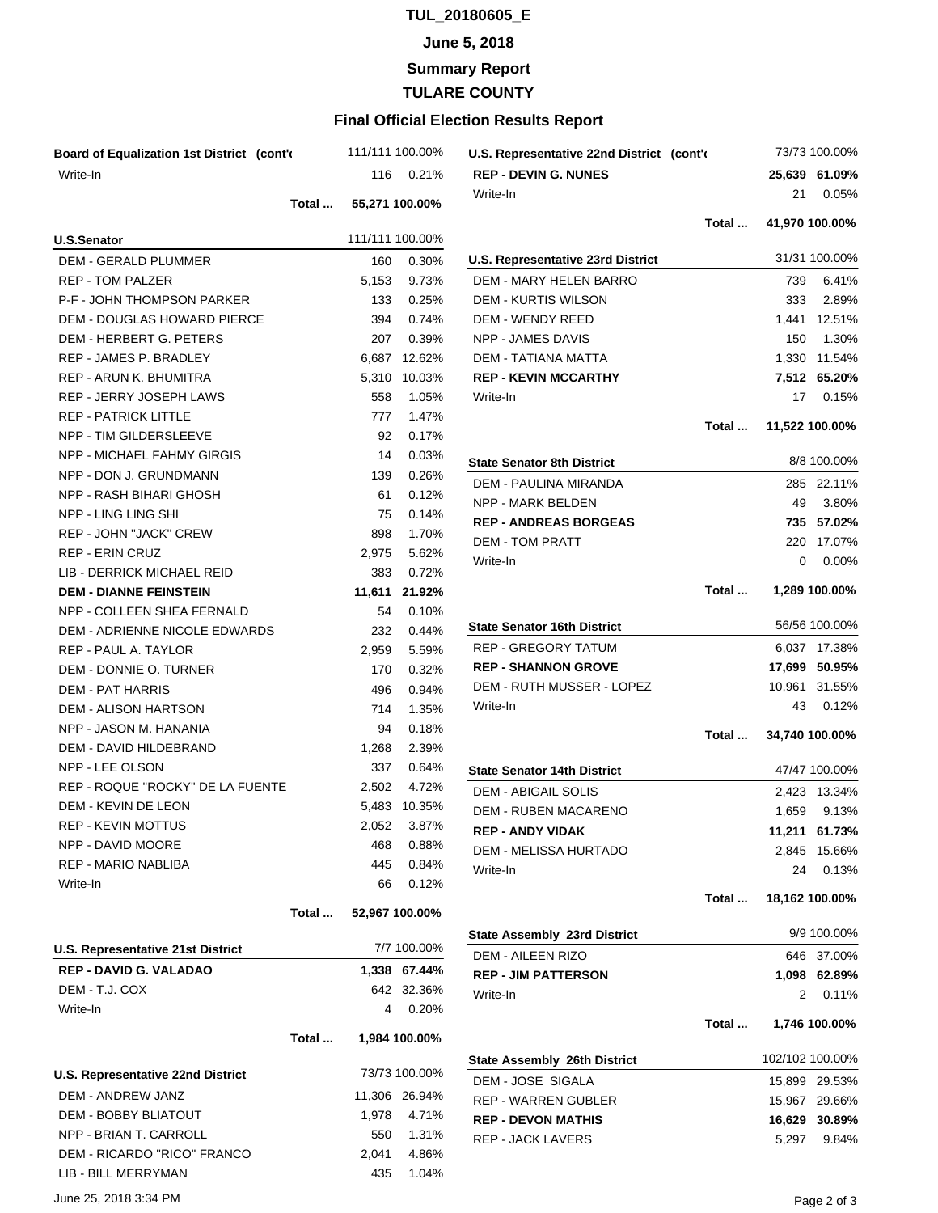# TUL_20180605_E

## June 5, 2018

## Summary Report

## TULARE COUNTY

## Final Official Election Results Report

| Board of Equalization 1st District (cont'd | | 111/111 100.00% |
|---|---|---|
| Write-In | 116 | 0.21% |
| Total ... | 55,271 | 100.00% |

| U.S.Senator | | 111/111 100.00% |
|---|---|---|
| DEM - GERALD PLUMMER | 160 | 0.30% |
| REP - TOM PALZER | 5,153 | 9.73% |
| P-F - JOHN THOMPSON PARKER | 133 | 0.25% |
| DEM - DOUGLAS HOWARD PIERCE | 394 | 0.74% |
| DEM - HERBERT G. PETERS | 207 | 0.39% |
| REP - JAMES P. BRADLEY | 6,687 | 12.62% |
| REP - ARUN K. BHUMITRA | 5,310 | 10.03% |
| REP - JERRY JOSEPH LAWS | 558 | 1.05% |
| REP - PATRICK LITTLE | 777 | 1.47% |
| NPP - TIM GILDERSLEEVE | 92 | 0.17% |
| NPP - MICHAEL FAHMY GIRGIS | 14 | 0.03% |
| NPP - DON J. GRUNDMANN | 139 | 0.26% |
| NPP - RASH BIHARI GHOSH | 61 | 0.12% |
| NPP - LING LING SHI | 75 | 0.14% |
| REP - JOHN "JACK" CREW | 898 | 1.70% |
| REP - ERIN CRUZ | 2,975 | 5.62% |
| LIB - DERRICK MICHAEL REID | 383 | 0.72% |
| **DEM - DIANNE FEINSTEIN** | **11,611** | **21.92%** |
| NPP - COLLEEN SHEA FERNALD | 54 | 0.10% |
| DEM - ADRIENNE NICOLE EDWARDS | 232 | 0.44% |
| REP - PAUL A. TAYLOR | 2,959 | 5.59% |
| DEM - DONNIE O. TURNER | 170 | 0.32% |
| DEM - PAT HARRIS | 496 | 0.94% |
| DEM - ALISON HARTSON | 714 | 1.35% |
| NPP - JASON M. HANANIA | 94 | 0.18% |
| DEM - DAVID HILDEBRAND | 1,268 | 2.39% |
| NPP - LEE OLSON | 337 | 0.64% |
| REP - ROQUE "ROCKY" DE LA FUENTE | 2,502 | 4.72% |
| DEM - KEVIN DE LEON | 5,483 | 10.35% |
| REP - KEVIN MOTTUS | 2,052 | 3.87% |
| NPP - DAVID MOORE | 468 | 0.88% |
| REP - MARIO NABLIBA | 445 | 0.84% |
| Write-In | 66 | 0.12% |
| Total ... | 52,967 | 100.00% |

| U.S. Representative 21st District | | 7/7 100.00% |
|---|---|---|
| **REP - DAVID G. VALADAO** | **1,338** | **67.44%** |
| DEM - T.J. COX | 642 | 32.36% |
| Write-In | 4 | 0.20% |
| Total ... | 1,984 | 100.00% |

| U.S. Representative 22nd District | | 73/73 100.00% |
|---|---|---|
| DEM - ANDREW JANZ | 11,306 | 26.94% |
| DEM - BOBBY BLIATOUT | 1,978 | 4.71% |
| NPP - BRIAN T. CARROLL | 550 | 1.31% |
| DEM - RICARDO "RICO" FRANCO | 2,041 | 4.86% |
| LIB - BILL MERRYMAN | 435 | 1.04% |
| **REP - DEVIN G. NUNES** | **25,639** | **61.09%** |
| Write-In | 21 | 0.05% |
| Total ... | 41,970 | 100.00% |

| U.S. Representative 23rd District | | 31/31 100.00% |
|---|---|---|
| DEM - MARY HELEN BARRO | 739 | 6.41% |
| DEM - KURTIS WILSON | 333 | 2.89% |
| DEM - WENDY REED | 1,441 | 12.51% |
| NPP - JAMES DAVIS | 150 | 1.30% |
| DEM - TATIANA MATTA | 1,330 | 11.54% |
| **REP - KEVIN MCCARTHY** | **7,512** | **65.20%** |
| Write-In | 17 | 0.15% |
| Total ... | 11,522 | 100.00% |

| State Senator 8th District | | 8/8 100.00% |
|---|---|---|
| DEM - PAULINA MIRANDA | 285 | 22.11% |
| NPP - MARK BELDEN | 49 | 3.80% |
| **REP - ANDREAS BORGEAS** | **735** | **57.02%** |
| DEM - TOM PRATT | 220 | 17.07% |
| Write-In | 0 | 0.00% |
| Total ... | 1,289 | 100.00% |

| State Senator 16th District | | 56/56 100.00% |
|---|---|---|
| REP - GREGORY TATUM | 6,037 | 17.38% |
| **REP - SHANNON GROVE** | **17,699** | **50.95%** |
| DEM - RUTH MUSSER - LOPEZ | 10,961 | 31.55% |
| Write-In | 43 | 0.12% |
| Total ... | 34,740 | 100.00% |

| State Senator 14th District | | 47/47 100.00% |
|---|---|---|
| DEM - ABIGAIL SOLIS | 2,423 | 13.34% |
| DEM - RUBEN MACARENO | 1,659 | 9.13% |
| **REP - ANDY VIDAK** | **11,211** | **61.73%** |
| DEM - MELISSA HURTADO | 2,845 | 15.66% |
| Write-In | 24 | 0.13% |
| Total ... | 18,162 | 100.00% |

| State Assembly 23rd District | | 9/9 100.00% |
|---|---|---|
| DEM - AILEEN RIZO | 646 | 37.00% |
| **REP - JIM PATTERSON** | **1,098** | **62.89%** |
| Write-In | 2 | 0.11% |
| Total ... | 1,746 | 100.00% |

| State Assembly 26th District | | 102/102 100.00% |
|---|---|---|
| DEM - JOSE SIGALA | 15,899 | 29.53% |
| REP - WARREN GUBLER | 15,967 | 29.66% |
| **REP - DEVON MATHIS** | **16,629** | **30.89%** |
| REP - JACK LAVERS | 5,297 | 9.84% |

June 25, 2018 3:34 PM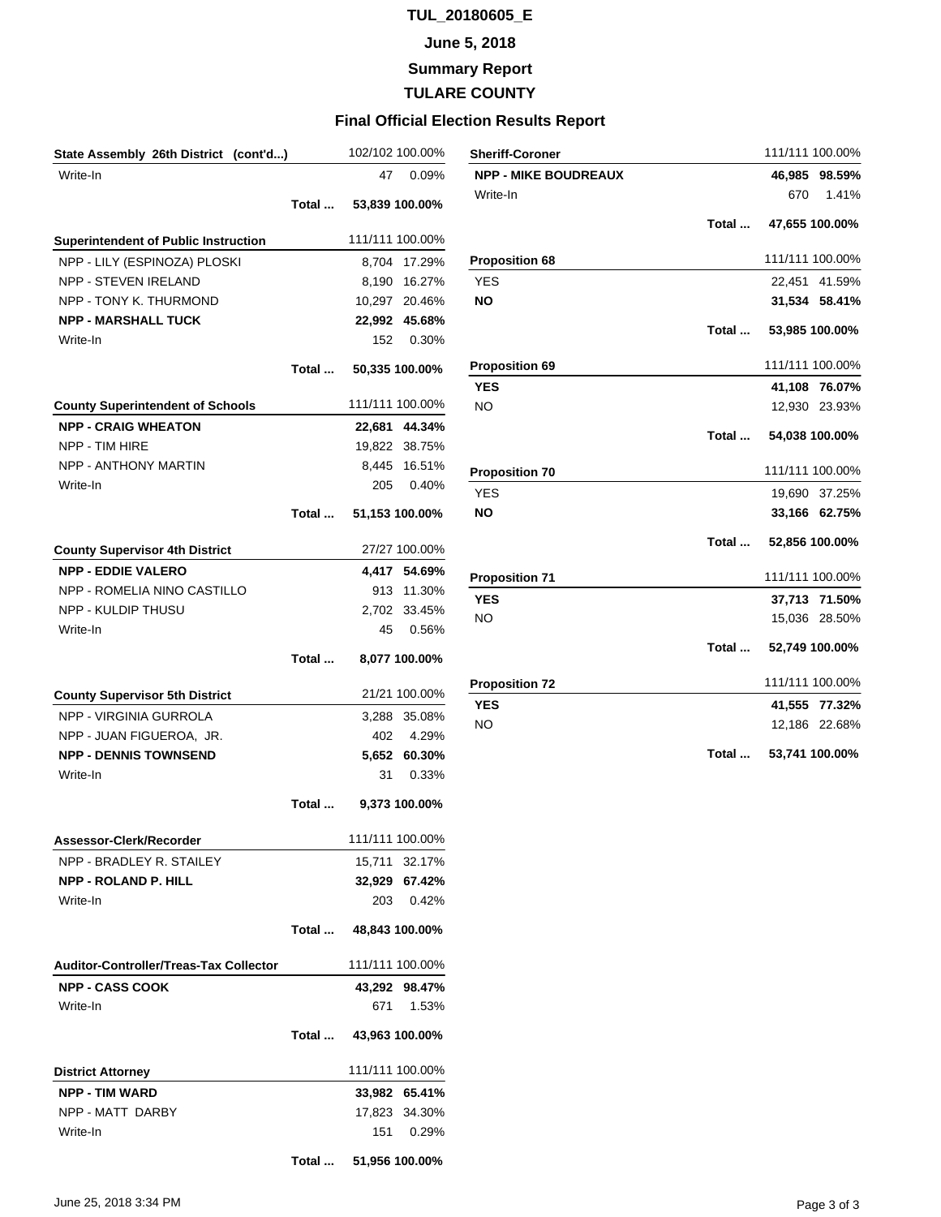# TUL_20180605_E

## June 5, 2018

## Summary Report

## TULARE COUNTY

## Final Official Election Results Report

| State Assembly 26th District (cont'd...) | | 102/102 100.00% |
|---|---|---|
| Write-In | 47 | 0.09% |
| **Total ...** | **53,839** | **100.00%** |

| Superintendent of Public Instruction | | 111/111 100.00% |
|---|---|---|
| NPP - LILY (ESPINOZA) PLOSKI | 8,704 | 17.29% |
| NPP - STEVEN IRELAND | 8,190 | 16.27% |
| NPP - TONY K. THURMOND | 10,297 | 20.46% |
| **NPP - MARSHALL TUCK** | **22,992** | **45.68%** |
| Write-In | 152 | 0.30% |
| **Total ...** | **50,335** | **100.00%** |

| County Superintendent of Schools | | 111/111 100.00% |
|---|---|---|
| **NPP - CRAIG WHEATON** | **22,681** | **44.34%** |
| NPP - TIM HIRE | 19,822 | 38.75% |
| NPP - ANTHONY MARTIN | 8,445 | 16.51% |
| Write-In | 205 | 0.40% |
| **Total ...** | **51,153** | **100.00%** |

| County Supervisor 4th District | | 27/27 100.00% |
|---|---|---|
| **NPP - EDDIE VALERO** | **4,417** | **54.69%** |
| NPP - ROMELIA NINO CASTILLO | 913 | 11.30% |
| NPP - KULDIP THUSU | 2,702 | 33.45% |
| Write-In | 45 | 0.56% |
| **Total ...** | **8,077** | **100.00%** |

| County Supervisor 5th District | | 21/21 100.00% |
|---|---|---|
| NPP - VIRGINIA GURROLA | 3,288 | 35.08% |
| NPP - JUAN FIGUEROA, JR. | 402 | 4.29% |
| **NPP - DENNIS TOWNSEND** | **5,652** | **60.30%** |
| Write-In | 31 | 0.33% |
| **Total ...** | **9,373** | **100.00%** |

| Assessor-Clerk/Recorder | | 111/111 100.00% |
|---|---|---|
| NPP - BRADLEY R. STAILEY | 15,711 | 32.17% |
| **NPP - ROLAND P. HILL** | **32,929** | **67.42%** |
| Write-In | 203 | 0.42% |
| **Total ...** | **48,843** | **100.00%** |

| Auditor-Controller/Treas-Tax Collector | | 111/111 100.00% |
|---|---|---|
| **NPP - CASS COOK** | **43,292** | **98.47%** |
| Write-In | 671 | 1.53% |
| **Total ...** | **43,963** | **100.00%** |

| District Attorney | | 111/111 100.00% |
|---|---|---|
| **NPP - TIM WARD** | **33,982** | **65.41%** |
| NPP - MATT DARBY | 17,823 | 34.30% |
| Write-In | 151 | 0.29% |
| **Total ...** | **51,956** | **100.00%** |

| Sheriff-Coroner | | 111/111 100.00% |
|---|---|---|
| **NPP - MIKE BOUDREAUX** | **46,985** | **98.59%** |
| Write-In | 670 | 1.41% |
| **Total ...** | **47,655** | **100.00%** |

| Proposition 68 | | 111/111 100.00% |
|---|---|---|
| YES | 22,451 | 41.59% |
| **NO** | **31,534** | **58.41%** |
| **Total ...** | **53,985** | **100.00%** |

| Proposition 69 | | 111/111 100.00% |
|---|---|---|
| **YES** | **41,108** | **76.07%** |
| NO | 12,930 | 23.93% |
| **Total ...** | **54,038** | **100.00%** |

| Proposition 70 | | 111/111 100.00% |
|---|---|---|
| YES | 19,690 | 37.25% |
| **NO** | **33,166** | **62.75%** |
| **Total ...** | **52,856** | **100.00%** |

| Proposition 71 | | 111/111 100.00% |
|---|---|---|
| **YES** | **37,713** | **71.50%** |
| NO | 15,036 | 28.50% |
| **Total ...** | **52,749** | **100.00%** |

| Proposition 72 | | 111/111 100.00% |
|---|---|---|
| **YES** | **41,555** | **77.32%** |
| NO | 12,186 | 22.68% |
| **Total ...** | **53,741** | **100.00%** |

June 25, 2018 3:34 PM